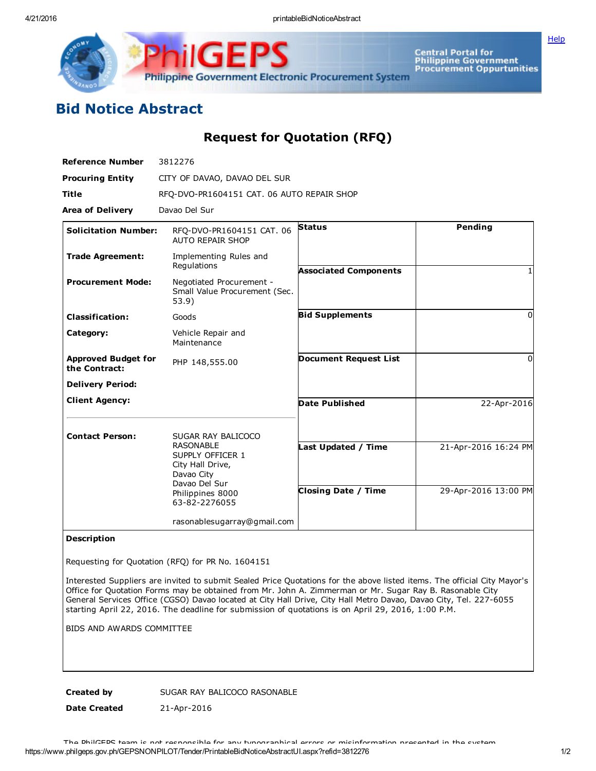# Bid Notice Abstract

## Request for Quotation (RFQ)

**Reference Number** 3812276

**Procuring Entity** CITY OF DAVAO, DAVAO DEL SUR

**Title** RFQ-DVO-PR1604151 CAT. 06 AUTO REPAIR SHOP

**Area of Delivery** Davao Del Sur

| | | | |
|---|---|---|---|
| **Solicitation Number:** | RFQ-DVO-PR1604151 CAT. 06 AUTO REPAIR SHOP | **Status** | Pending |
| **Trade Agreement:** | Implementing Rules and Regulations | **Associated Components** | 1 |
| **Procurement Mode:** | Negotiated Procurement - Small Value Procurement (Sec. 53.9) | **Bid Supplements** | 0 |
| **Classification:** | Goods | **Document Request List** | 0 |
| **Category:** | Vehicle Repair and Maintenance | **Date Published** | 22-Apr-2016 |
| **Approved Budget for the Contract:** | PHP 148,555.00 | **Last Updated / Time** | 21-Apr-2016 16:24 PM |
| **Delivery Period:** | | **Closing Date / Time** | 29-Apr-2016 13:00 PM |
| **Client Agency:** | | | |
| **Contact Person:** | SUGAR RAY BALICOCO RASONABLE<br>SUPPLY OFFICER 1<br>City Hall Drive,<br>Davao City<br>Davao Del Sur<br>Philippines 8000<br>63-82-2276055<br><br>rasonablesugarray@gmail.com | | |

**Description**

Requesting for Quotation (RFQ) for PR No. 1604151

Interested Suppliers are invited to submit Sealed Price Quotations for the above listed items. The official City Mayor's Office for Quotation Forms may be obtained from Mr. John A. Zimmerman or Mr. Sugar Ray B. Rasonable City General Services Office (CGSO) Davao located at City Hall Drive, City Hall Metro Davao, Davao City, Tel. 227-6055 starting April 22, 2016. The deadline for submission of quotations is on April 29, 2016, 1:00 P.M.

BIDS AND AWARDS COMMITTEE

**Created by** SUGAR RAY BALICOCO RASONABLE

**Date Created** 21-Apr-2016

The PhilGEPS team is not responsible for any typographical errors or misinformation presented in the system.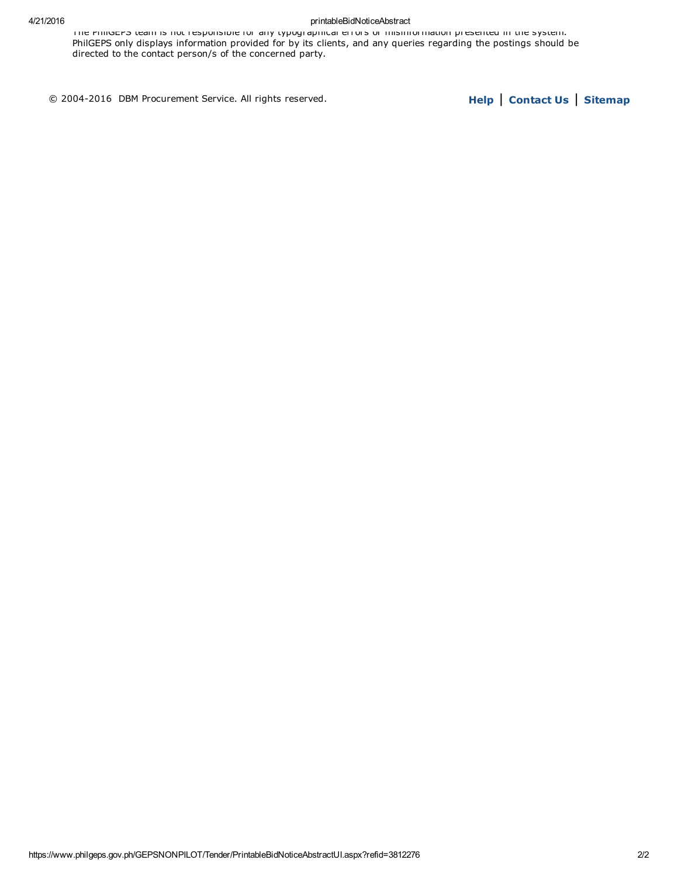The PhilGEPS team is not responsible for any typographical errors or misinformation presented in the system. PhilGEPS only displays information provided for by its clients, and any queries regarding the postings should be directed to the contact person/s of the concerned party.

© 2004-2016 DBM Procurement Service. All rights reserved.

**Help** | **Contact Us** | **Sitemap**